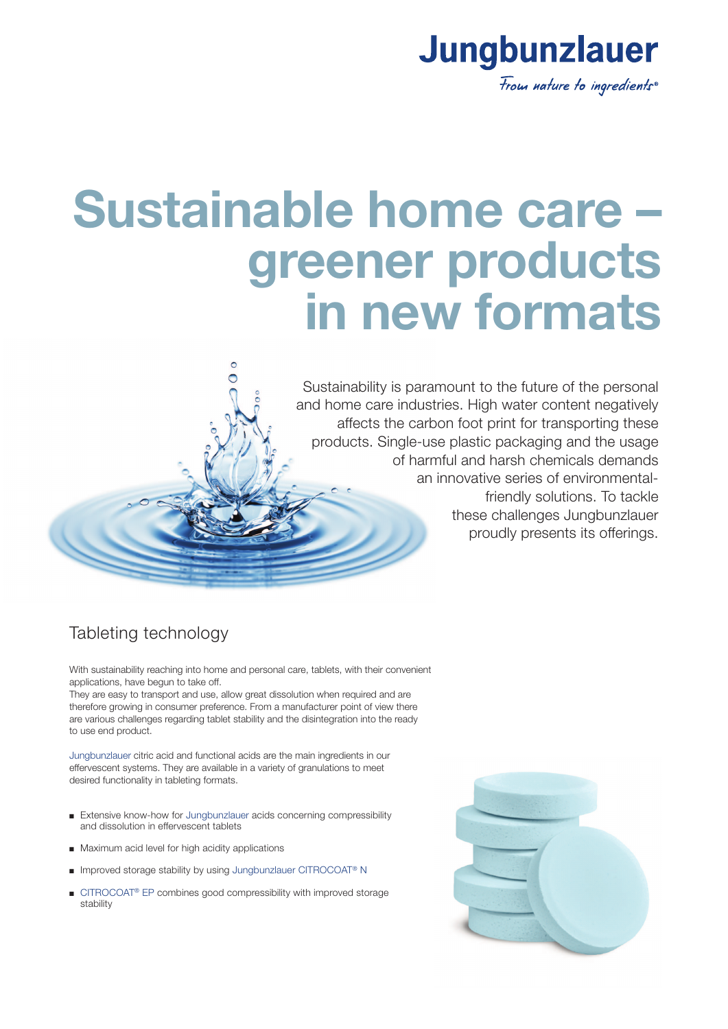Jungbunzlauer

*From nature to ingredients®*

# Sustainable home care – greener products in new formats

Sustainability is paramount to the future of the personal and home care industries. High water content negatively affects the carbon foot print for transporting these products. Single-use plastic packaging and the usage of harmful and harsh chemicals demands an innovative series of environmental-friendly solutions. To tackle these challenges Jungbunzlauer proudly presents its offerings.

## Tableting technology

With sustainability reaching into home and personal care, tablets, with their convenient applications, have begun to take off.
They are easy to transport and use, allow great dissolution when required and are therefore growing in consumer preference. From a manufacturer point of view there are various challenges regarding tablet stability and the disintegration into the ready to use end product.

Jungbunzlauer citric acid and functional acids are the main ingredients in our effervescent systems. They are available in a variety of granulations to meet desired functionality in tableting formats.

- Extensive know-how for Jungbunzlauer acids concerning compressibility and dissolution in effervescent tablets
- Maximum acid level for high acidity applications
- Improved storage stability by using Jungbunzlauer CITROCOAT® N
- CITROCOAT® EP combines good compressibility with improved storage stability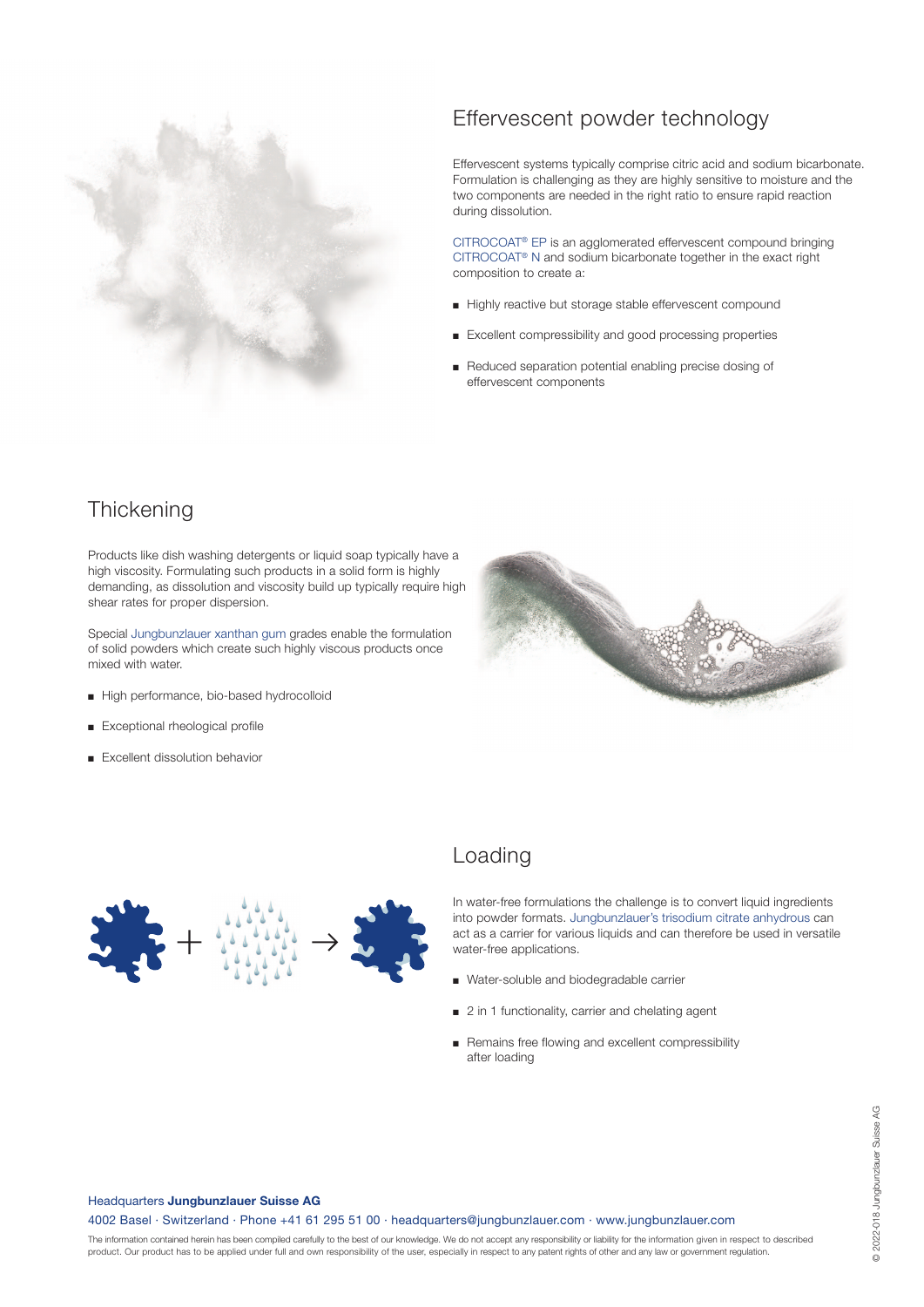## Effervescent powder technology

Effervescent systems typically comprise citric acid and sodium bicarbonate. Formulation is challenging as they are highly sensitive to moisture and the two components are needed in the right ratio to ensure rapid reaction during dissolution.

CITROCOAT® EP is an agglomerated effervescent compound bringing CITROCOAT® N and sodium bicarbonate together in the exact right composition to create a:

- Highly reactive but storage stable effervescent compound
- Excellent compressibility and good processing properties
- Reduced separation potential enabling precise dosing of effervescent components

## Thickening

Products like dish washing detergents or liquid soap typically have a high viscosity. Formulating such products in a solid form is highly demanding, as dissolution and viscosity build up typically require high shear rates for proper dispersion.

Special Jungbunzlauer xanthan gum grades enable the formulation of solid powders which create such highly viscous products once mixed with water.

- High performance, bio-based hydrocolloid
- Exceptional rheological profile
- Excellent dissolution behavior

## Loading

In water-free formulations the challenge is to convert liquid ingredients into powder formats. Jungbunzlauer's trisodium citrate anhydrous can act as a carrier for various liquids and can therefore be used in versatile water-free applications.

- Water-soluble and biodegradable carrier
- 2 in 1 functionality, carrier and chelating agent
- Remains free flowing and excellent compressibility after loading

Headquarters **Jungbunzlauer Suisse AG**

4002 Basel · Switzerland · Phone +41 61 295 51 00 · headquarters@jungbunzlauer.com · www.jungbunzlauer.com

The information contained herein has been compiled carefully to the best of our knowledge. We do not accept any responsibility or liability for the information given in respect to described product. Our product has to be applied under full and own responsibility of the user, especially in respect to any patent rights of other and any law or government regulation.

© 2022-018 Jungbunzlauer Suisse AG